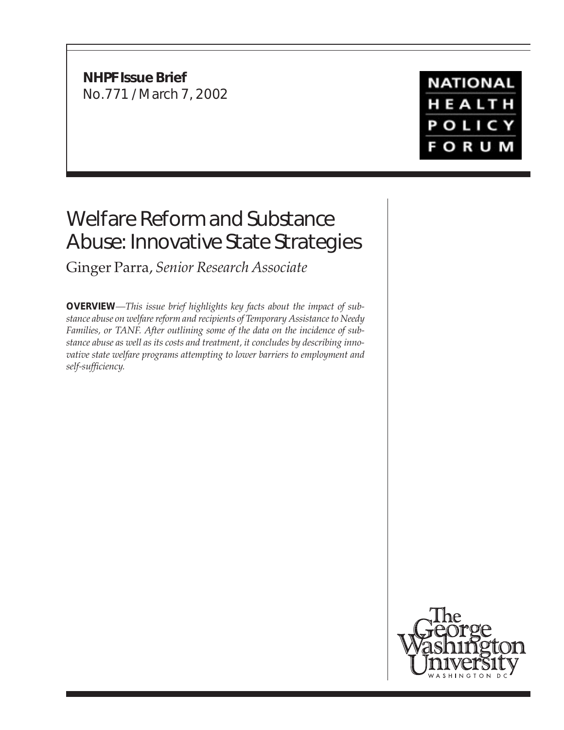**NHPF Issue Brief**
No.771 / March 7, 2002

NATIONAL HEALTH POLICY FORUM

# Welfare Reform and Substance Abuse: Innovative State Strategies

Ginger Parra, *Senior Research Associate*

**OVERVIEW**—*This issue brief highlights key facts about the impact of substance abuse on welfare reform and recipients of Temporary Assistance to Needy Families, or TANF. After outlining some of the data on the incidence of substance abuse as well as its costs and treatment, it concludes by describing innovative state welfare programs attempting to lower barriers to employment and self-sufficiency.*

The George Washington University
WASHINGTON DC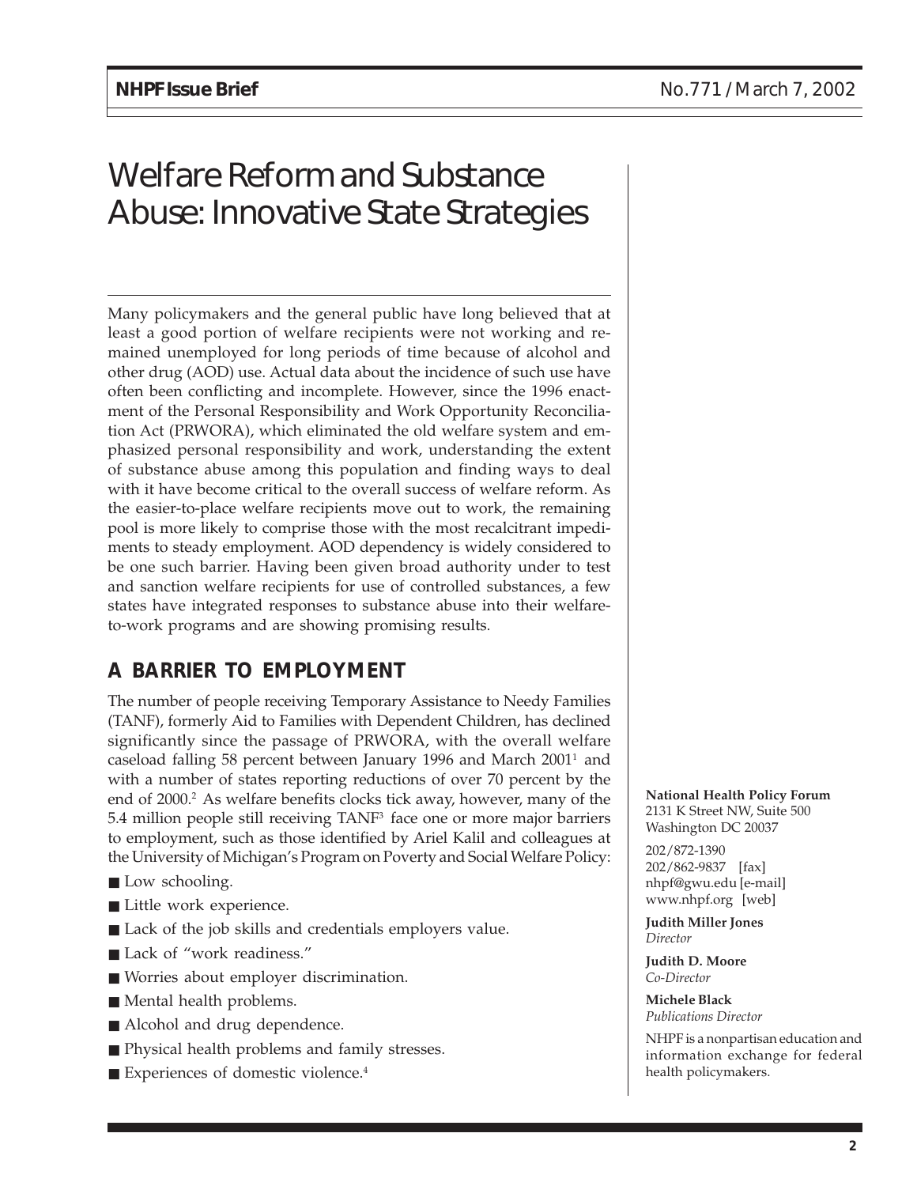# Welfare Reform and Substance Abuse: Innovative State Strategies

Many policymakers and the general public have long believed that at least a good portion of welfare recipients were not working and remained unemployed for long periods of time because of alcohol and other drug (AOD) use. Actual data about the incidence of such use have often been conflicting and incomplete. However, since the 1996 enactment of the Personal Responsibility and Work Opportunity Reconciliation Act (PRWORA), which eliminated the old welfare system and emphasized personal responsibility and work, understanding the extent of substance abuse among this population and finding ways to deal with it have become critical to the overall success of welfare reform. As the easier-to-place welfare recipients move out to work, the remaining pool is more likely to comprise those with the most recalcitrant impediments to steady employment. AOD dependency is widely considered to be one such barrier. Having been given broad authority under to test and sanction welfare recipients for use of controlled substances, a few states have integrated responses to substance abuse into their welfare-to-work programs and are showing promising results.

## A BARRIER TO EMPLOYMENT

The number of people receiving Temporary Assistance to Needy Families (TANF), formerly Aid to Families with Dependent Children, has declined significantly since the passage of PRWORA, with the overall welfare caseload falling 58 percent between January 1996 and March 2001[1] and with a number of states reporting reductions of over 70 percent by the end of 2000.[2] As welfare benefits clocks tick away, however, many of the 5.4 million people still receiving TANF[3] face one or more major barriers to employment, such as those identified by Ariel Kalil and colleagues at the University of Michigan's Program on Poverty and Social Welfare Policy:

- Low schooling.
- Little work experience.
- Lack of the job skills and credentials employers value.
- Lack of "work readiness."
- Worries about employer discrimination.
- Mental health problems.
- Alcohol and drug dependence.
- Physical health problems and family stresses.
- Experiences of domestic violence.[4]

**National Health Policy Forum**
2131 K Street NW, Suite 500
Washington DC 20037

202/872-1390
202/862-9837 [fax]
nhpf@gwu.edu [e-mail]
www.nhpf.org [web]

**Judith Miller Jones**
*Director*

**Judith D. Moore**
*Co-Director*

**Michele Black**
*Publications Director*

NHPF is a nonpartisan education and information exchange for federal health policymakers.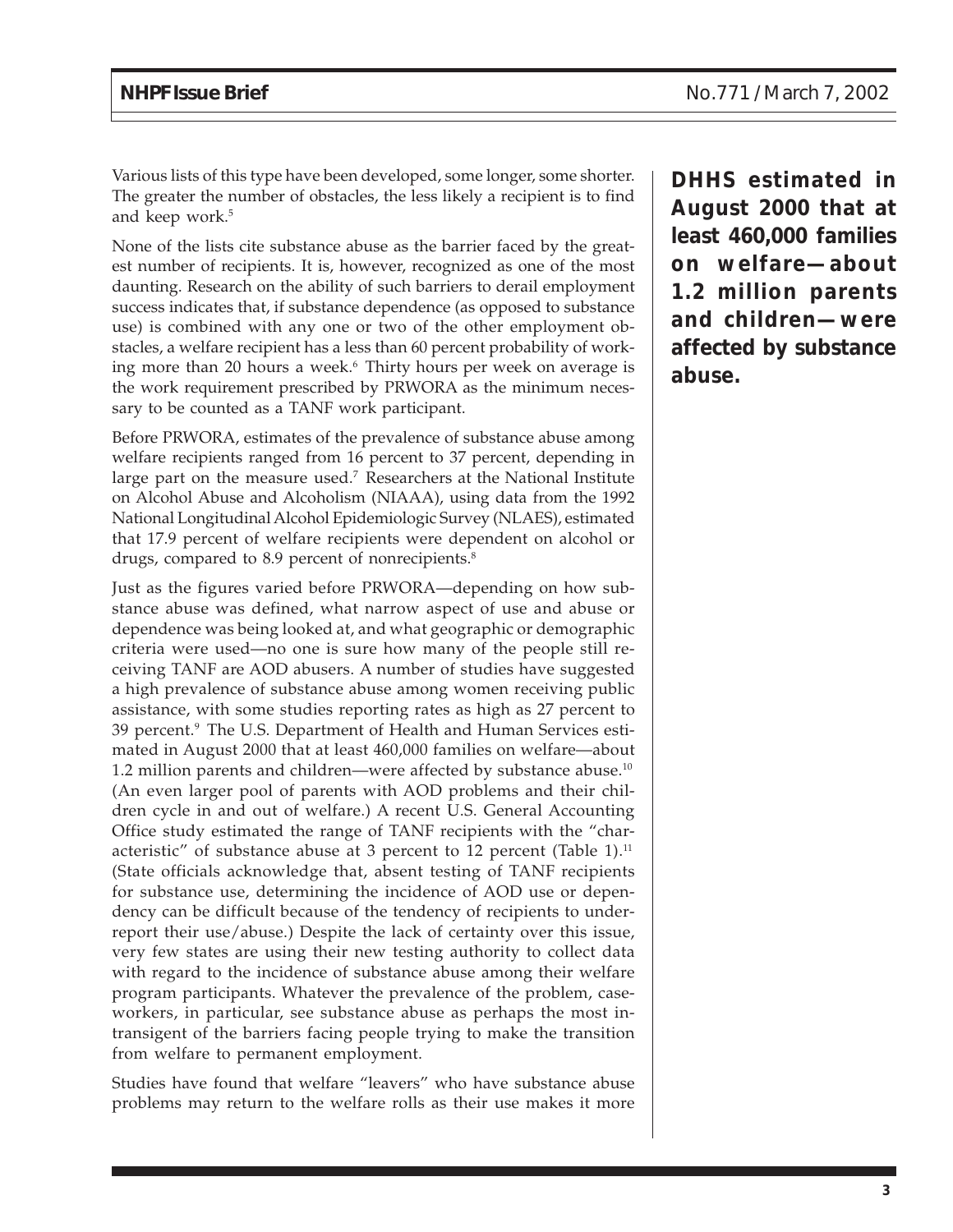Various lists of this type have been developed, some longer, some shorter. The greater the number of obstacles, the less likely a recipient is to find and keep work.[5]

None of the lists cite substance abuse as the barrier faced by the greatest number of recipients. It is, however, recognized as one of the most daunting. Research on the ability of such barriers to derail employment success indicates that, if substance dependence (as opposed to substance use) is combined with any one or two of the other employment obstacles, a welfare recipient has a less than 60 percent probability of working more than 20 hours a week.[6] Thirty hours per week on average is the work requirement prescribed by PRWORA as the minimum necessary to be counted as a TANF work participant.

Before PRWORA, estimates of the prevalence of substance abuse among welfare recipients ranged from 16 percent to 37 percent, depending in large part on the measure used.[7] Researchers at the National Institute on Alcohol Abuse and Alcoholism (NIAAA), using data from the 1992 National Longitudinal Alcohol Epidemiologic Survey (NLAES), estimated that 17.9 percent of welfare recipients were dependent on alcohol or drugs, compared to 8.9 percent of nonrecipients.[8]

Just as the figures varied before PRWORA—depending on how substance abuse was defined, what narrow aspect of use and abuse or dependence was being looked at, and what geographic or demographic criteria were used—no one is sure how many of the people still receiving TANF are AOD abusers. A number of studies have suggested a high prevalence of substance abuse among women receiving public assistance, with some studies reporting rates as high as 27 percent to 39 percent.[9] The U.S. Department of Health and Human Services estimated in August 2000 that at least 460,000 families on welfare—about 1.2 million parents and children—were affected by substance abuse.[10] (An even larger pool of parents with AOD problems and their children cycle in and out of welfare.) A recent U.S. General Accounting Office study estimated the range of TANF recipients with the "characteristic" of substance abuse at 3 percent to 12 percent (Table 1).[11] (State officials acknowledge that, absent testing of TANF recipients for substance use, determining the incidence of AOD use or dependency can be difficult because of the tendency of recipients to underreport their use/abuse.) Despite the lack of certainty over this issue, very few states are using their new testing authority to collect data with regard to the incidence of substance abuse among their welfare program participants. Whatever the prevalence of the problem, caseworkers, in particular, see substance abuse as perhaps the most intransigent of the barriers facing people trying to make the transition from welfare to permanent employment.

Studies have found that welfare "leavers" who have substance abuse problems may return to the welfare rolls as their use makes it more

**DHHS estimated in August 2000 that at least 460,000 families on welfare—about 1.2 million parents and children—were affected by substance abuse.**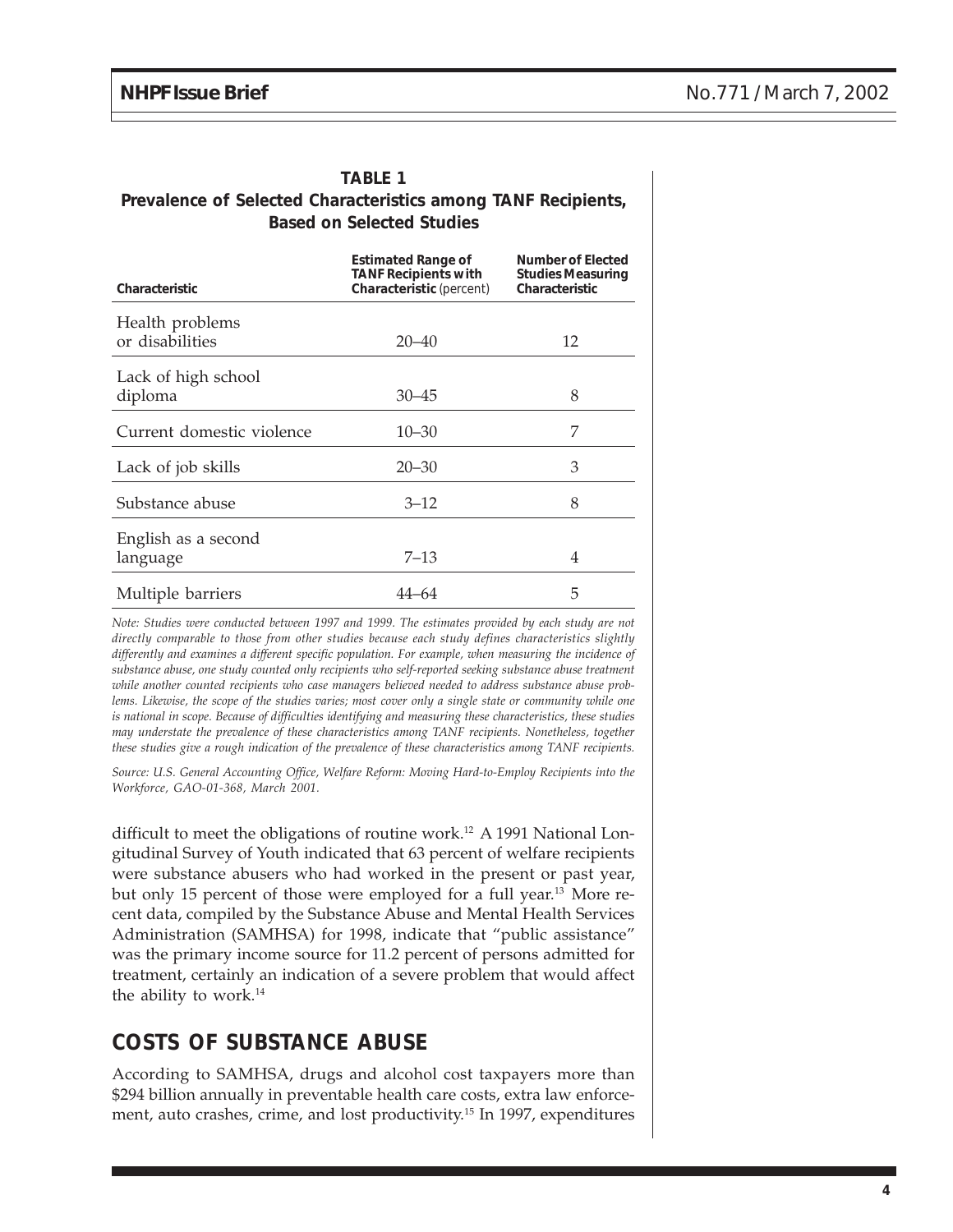**TABLE 1**
**Prevalence of Selected Characteristics among TANF Recipients, Based on Selected Studies**

| Characteristic | Estimated Range of TANF Recipients with Characteristic (percent) | Number of Elected Studies Measuring Characteristic |
|---|---|---|
| Health problems or disabilities | 20–40 | 12 |
| Lack of high school diploma | 30–45 | 8 |
| Current domestic violence | 10–30 | 7 |
| Lack of job skills | 20–30 | 3 |
| Substance abuse | 3–12 | 8 |
| English as a second language | 7–13 | 4 |
| Multiple barriers | 44–64 | 5 |

*Note: Studies were conducted between 1997 and 1999. The estimates provided by each study are not directly comparable to those from other studies because each study defines characteristics slightly differently and examines a different specific population. For example, when measuring the incidence of substance abuse, one study counted only recipients who self-reported seeking substance abuse treatment while another counted recipients who case managers believed needed to address substance abuse problems. Likewise, the scope of the studies varies; most cover only a single state or community while one is national in scope. Because of difficulties identifying and measuring these characteristics, these studies may understate the prevalence of these characteristics among TANF recipients. Nonetheless, together these studies give a rough indication of the prevalence of these characteristics among TANF recipients.*

*Source: U.S. General Accounting Office, Welfare Reform: Moving Hard-to-Employ Recipients into the Workforce, GAO-01-368, March 2001.*

difficult to meet the obligations of routine work.[12] A 1991 National Longitudinal Survey of Youth indicated that 63 percent of welfare recipients were substance abusers who had worked in the present or past year, but only 15 percent of those were employed for a full year.[13] More recent data, compiled by the Substance Abuse and Mental Health Services Administration (SAMHSA) for 1998, indicate that "public assistance" was the primary income source for 11.2 percent of persons admitted for treatment, certainly an indication of a severe problem that would affect the ability to work.[14]

## COSTS OF SUBSTANCE ABUSE

According to SAMHSA, drugs and alcohol cost taxpayers more than $294 billion annually in preventable health care costs, extra law enforcement, auto crashes, crime, and lost productivity.[15] In 1997, expenditures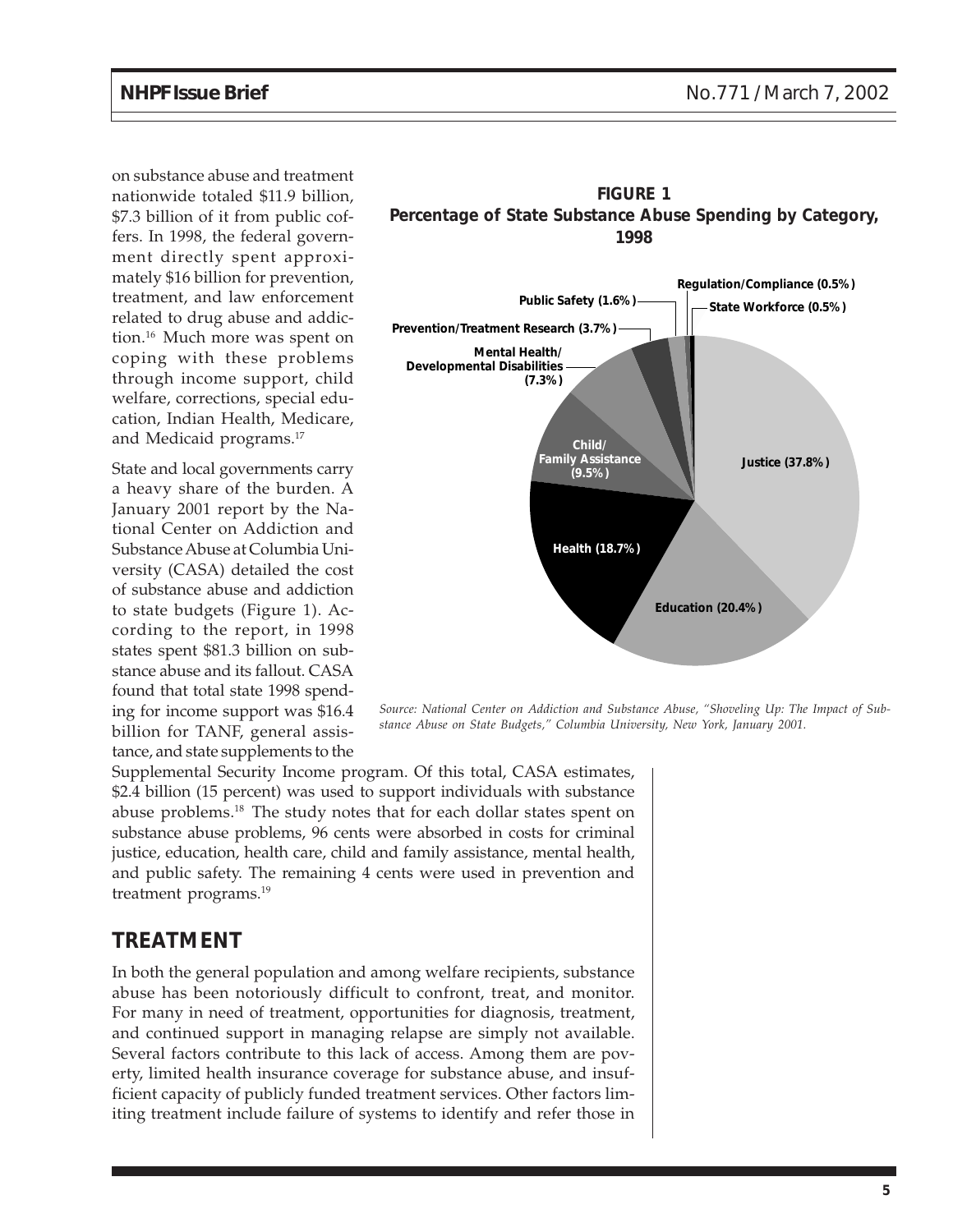on substance abuse and treatment nationwide totaled $11.9 billion, $7.3 billion of it from public coffers. In 1998, the federal government directly spent approximately $16 billion for prevention, treatment, and law enforcement related to drug abuse and addiction.[16] Much more was spent on coping with these problems through income support, child welfare, corrections, special education, Indian Health, Medicare, and Medicaid programs.[17]

State and local governments carry a heavy share of the burden. A January 2001 report by the National Center on Addiction and Substance Abuse at Columbia University (CASA) detailed the cost of substance abuse and addiction to state budgets (Figure 1). According to the report, in 1998 states spent $81.3 billion on substance abuse and its fallout. CASA found that total state 1998 spending for income support was $16.4 billion for TANF, general assistance, and state supplements to the Supplemental Security Income program. Of this total, CASA estimates, $2.4 billion (15 percent) was used to support individuals with substance abuse problems.[18] The study notes that for each dollar states spent on substance abuse problems, 96 cents were absorbed in costs for criminal justice, education, health care, child and family assistance, mental health, and public safety. The remaining 4 cents were used in prevention and treatment programs.[19]

**FIGURE 1**
**Percentage of State Substance Abuse Spending by Category, 1998**

Regulation/Compliance (0.5%)
State Workforce (0.5%)
Public Safety (1.6%)
Prevention/Treatment Research (3.7%)
Mental Health/ Developmental Disabilities (7.3%)
Child/ Family Assistance (9.5%)
Justice (37.8%)
Health (18.7%)
Education (20.4%)

*Source: National Center on Addiction and Substance Abuse, "Shoveling Up: The Impact of Substance Abuse on State Budgets," Columbia University, New York, January 2001.*

## TREATMENT

In both the general population and among welfare recipients, substance abuse has been notoriously difficult to confront, treat, and monitor. For many in need of treatment, opportunities for diagnosis, treatment, and continued support in managing relapse are simply not available. Several factors contribute to this lack of access. Among them are poverty, limited health insurance coverage for substance abuse, and insufficient capacity of publicly funded treatment services. Other factors limiting treatment include failure of systems to identify and refer those in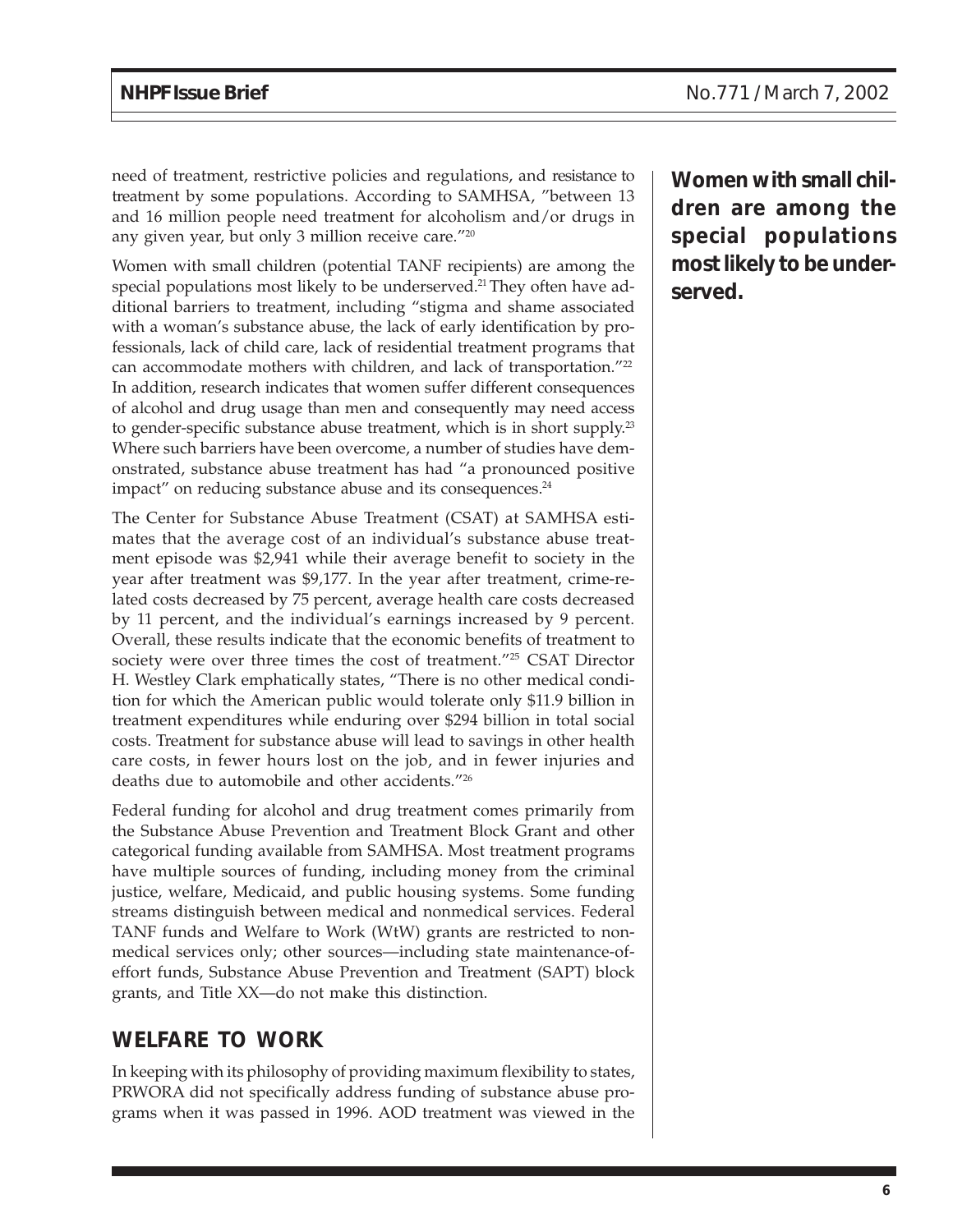need of treatment, restrictive policies and regulations, and resistance to treatment by some populations. According to SAMHSA, "between 13 and 16 million people need treatment for alcoholism and/or drugs in any given year, but only 3 million receive care."[20]

Women with small children (potential TANF recipients) are among the special populations most likely to be underserved.[21] They often have additional barriers to treatment, including "stigma and shame associated with a woman's substance abuse, the lack of early identification by professionals, lack of child care, lack of residential treatment programs that can accommodate mothers with children, and lack of transportation."[22] In addition, research indicates that women suffer different consequences of alcohol and drug usage than men and consequently may need access to gender-specific substance abuse treatment, which is in short supply.[23] Where such barriers have been overcome, a number of studies have demonstrated, substance abuse treatment has had "a pronounced positive impact" on reducing substance abuse and its consequences.[24]

**Women with small children are among the special populations most likely to be underserved.**

The Center for Substance Abuse Treatment (CSAT) at SAMHSA estimates that the average cost of an individual's substance abuse treatment episode was $2,941 while their average benefit to society in the year after treatment was $9,177. In the year after treatment, crime-related costs decreased by 75 percent, average health care costs decreased by 11 percent, and the individual's earnings increased by 9 percent. Overall, these results indicate that the economic benefits of treatment to society were over three times the cost of treatment."[25] CSAT Director H. Westley Clark emphatically states, "There is no other medical condition for which the American public would tolerate only $11.9 billion in treatment expenditures while enduring over $294 billion in total social costs. Treatment for substance abuse will lead to savings in other health care costs, in fewer hours lost on the job, and in fewer injuries and deaths due to automobile and other accidents."[26]

Federal funding for alcohol and drug treatment comes primarily from the Substance Abuse Prevention and Treatment Block Grant and other categorical funding available from SAMHSA. Most treatment programs have multiple sources of funding, including money from the criminal justice, welfare, Medicaid, and public housing systems. Some funding streams distinguish between medical and nonmedical services. Federal TANF funds and Welfare to Work (WtW) grants are restricted to nonmedical services only; other sources—including state maintenance-of-effort funds, Substance Abuse Prevention and Treatment (SAPT) block grants, and Title XX—do not make this distinction.

## WELFARE TO WORK

In keeping with its philosophy of providing maximum flexibility to states, PRWORA did not specifically address funding of substance abuse programs when it was passed in 1996. AOD treatment was viewed in the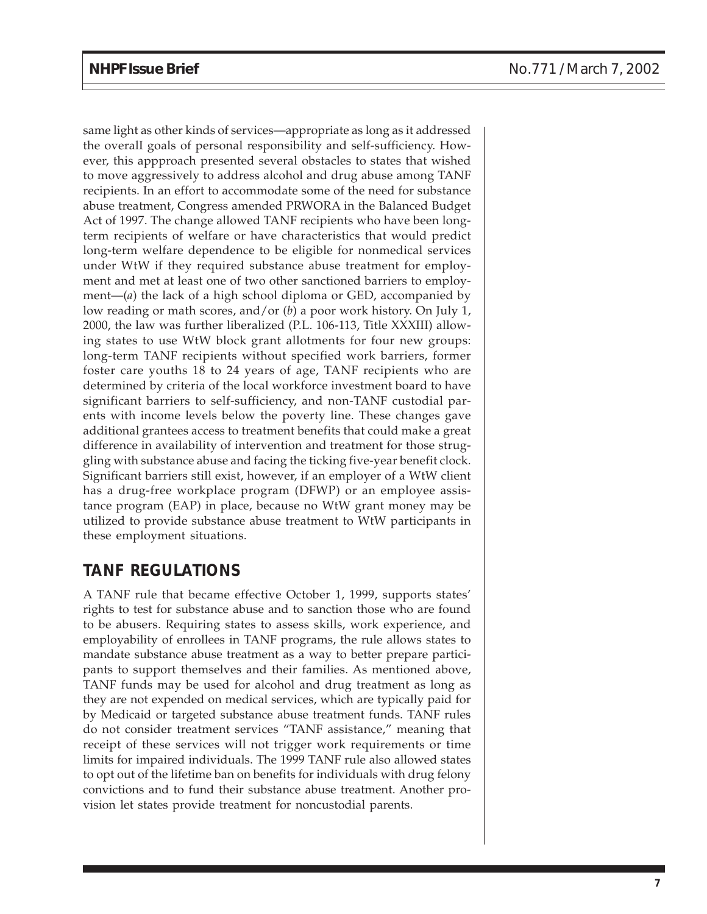same light as other kinds of services—appropriate as long as it addressed the overall goals of personal responsibility and self-sufficiency. However, this appproach presented several obstacles to states that wished to move aggressively to address alcohol and drug abuse among TANF recipients. In an effort to accommodate some of the need for substance abuse treatment, Congress amended PRWORA in the Balanced Budget Act of 1997. The change allowed TANF recipients who have been long-term recipients of welfare or have characteristics that would predict long-term welfare dependence to be eligible for nonmedical services under WtW if they required substance abuse treatment for employment and met at least one of two other sanctioned barriers to employment—(*a*) the lack of a high school diploma or GED, accompanied by low reading or math scores, and/or (*b*) a poor work history. On July 1, 2000, the law was further liberalized (P.L. 106-113, Title XXXIII) allowing states to use WtW block grant allotments for four new groups: long-term TANF recipients without specified work barriers, former foster care youths 18 to 24 years of age, TANF recipients who are determined by criteria of the local workforce investment board to have significant barriers to self-sufficiency, and non-TANF custodial parents with income levels below the poverty line. These changes gave additional grantees access to treatment benefits that could make a great difference in availability of intervention and treatment for those struggling with substance abuse and facing the ticking five-year benefit clock. Significant barriers still exist, however, if an employer of a WtW client has a drug-free workplace program (DFWP) or an employee assistance program (EAP) in place, because no WtW grant money may be utilized to provide substance abuse treatment to WtW participants in these employment situations.

## TANF REGULATIONS

A TANF rule that became effective October 1, 1999, supports states' rights to test for substance abuse and to sanction those who are found to be abusers. Requiring states to assess skills, work experience, and employability of enrollees in TANF programs, the rule allows states to mandate substance abuse treatment as a way to better prepare participants to support themselves and their families. As mentioned above, TANF funds may be used for alcohol and drug treatment as long as they are not expended on medical services, which are typically paid for by Medicaid or targeted substance abuse treatment funds. TANF rules do not consider treatment services "TANF assistance," meaning that receipt of these services will not trigger work requirements or time limits for impaired individuals. The 1999 TANF rule also allowed states to opt out of the lifetime ban on benefits for individuals with drug felony convictions and to fund their substance abuse treatment. Another provision let states provide treatment for noncustodial parents.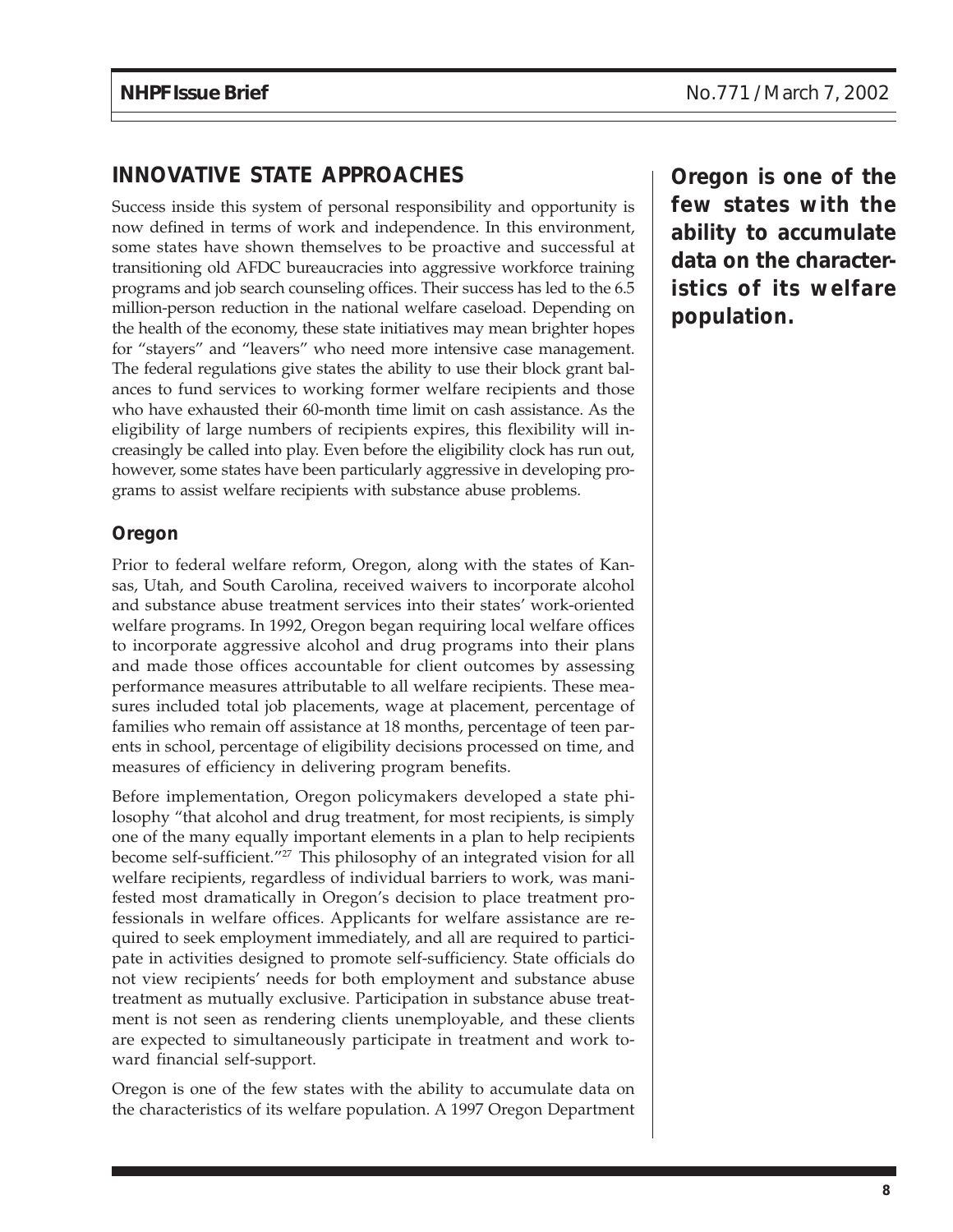## INNOVATIVE STATE APPROACHES

Success inside this system of personal responsibility and opportunity is now defined in terms of work and independence. In this environment, some states have shown themselves to be proactive and successful at transitioning old AFDC bureaucracies into aggressive workforce training programs and job search counseling offices. Their success has led to the 6.5 million-person reduction in the national welfare caseload. Depending on the health of the economy, these state initiatives may mean brighter hopes for "stayers" and "leavers" who need more intensive case management. The federal regulations give states the ability to use their block grant balances to fund services to working former welfare recipients and those who have exhausted their 60-month time limit on cash assistance. As the eligibility of large numbers of recipients expires, this flexibility will increasingly be called into play. Even before the eligibility clock has run out, however, some states have been particularly aggressive in developing programs to assist welfare recipients with substance abuse problems.

**Oregon is one of the few states with the ability to accumulate data on the characteristics of its welfare population.**

### Oregon

Prior to federal welfare reform, Oregon, along with the states of Kansas, Utah, and South Carolina, received waivers to incorporate alcohol and substance abuse treatment services into their states' work-oriented welfare programs. In 1992, Oregon began requiring local welfare offices to incorporate aggressive alcohol and drug programs into their plans and made those offices accountable for client outcomes by assessing performance measures attributable to all welfare recipients. These measures included total job placements, wage at placement, percentage of families who remain off assistance at 18 months, percentage of teen parents in school, percentage of eligibility decisions processed on time, and measures of efficiency in delivering program benefits.

Before implementation, Oregon policymakers developed a state philosophy "that alcohol and drug treatment, for most recipients, is simply one of the many equally important elements in a plan to help recipients become self-sufficient."[27] This philosophy of an integrated vision for all welfare recipients, regardless of individual barriers to work, was manifested most dramatically in Oregon's decision to place treatment professionals in welfare offices. Applicants for welfare assistance are required to seek employment immediately, and all are required to participate in activities designed to promote self-sufficiency. State officials do not view recipients' needs for both employment and substance abuse treatment as mutually exclusive. Participation in substance abuse treatment is not seen as rendering clients unemployable, and these clients are expected to simultaneously participate in treatment and work toward financial self-support.

Oregon is one of the few states with the ability to accumulate data on the characteristics of its welfare population. A 1997 Oregon Department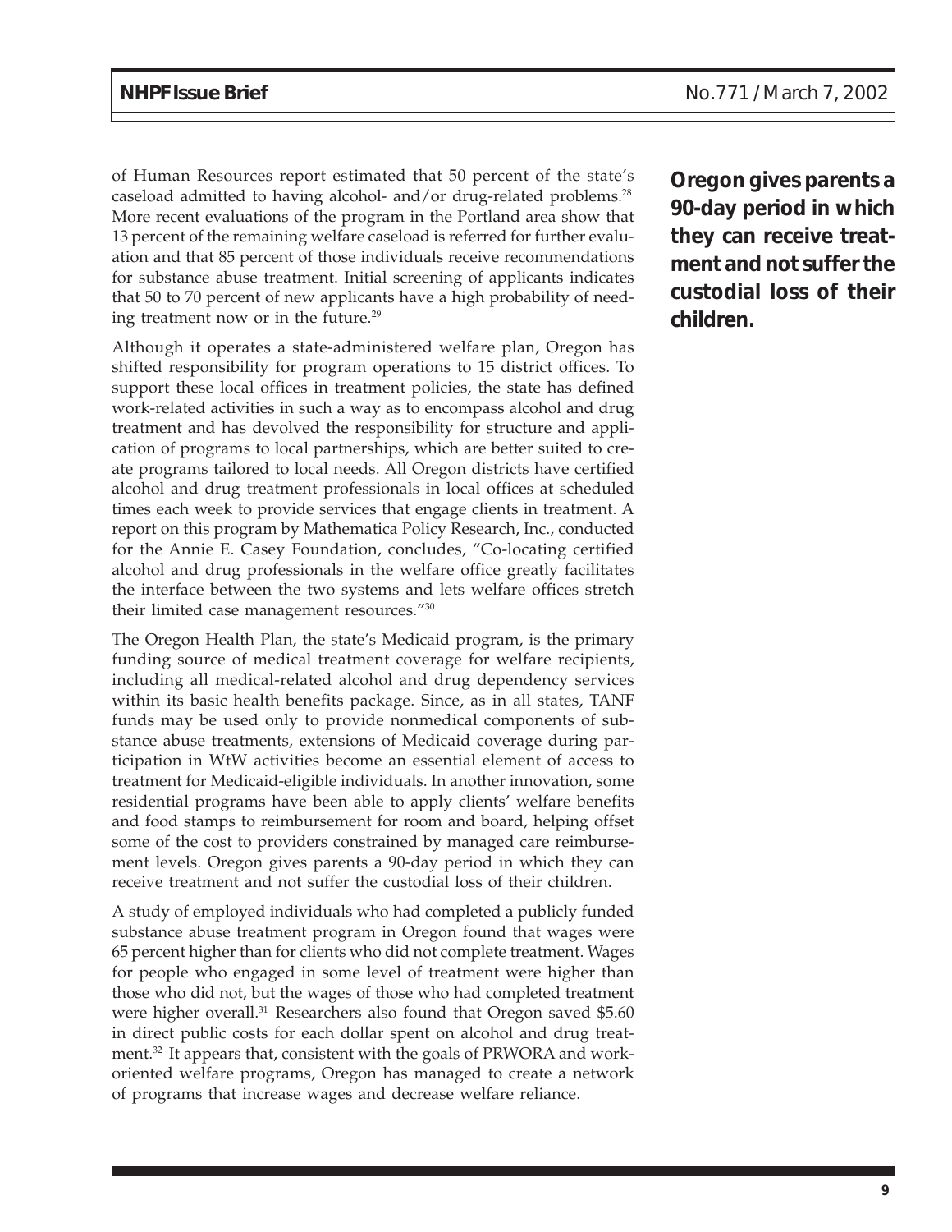of Human Resources report estimated that 50 percent of the state's caseload admitted to having alcohol- and/or drug-related problems.[28] More recent evaluations of the program in the Portland area show that 13 percent of the remaining welfare caseload is referred for further evaluation and that 85 percent of those individuals receive recommendations for substance abuse treatment. Initial screening of applicants indicates that 50 to 70 percent of new applicants have a high probability of needing treatment now or in the future.[29]

Although it operates a state-administered welfare plan, Oregon has shifted responsibility for program operations to 15 district offices. To support these local offices in treatment policies, the state has defined work-related activities in such a way as to encompass alcohol and drug treatment and has devolved the responsibility for structure and application of programs to local partnerships, which are better suited to create programs tailored to local needs. All Oregon districts have certified alcohol and drug treatment professionals in local offices at scheduled times each week to provide services that engage clients in treatment. A report on this program by Mathematica Policy Research, Inc., conducted for the Annie E. Casey Foundation, concludes, "Co-locating certified alcohol and drug professionals in the welfare office greatly facilitates the interface between the two systems and lets welfare offices stretch their limited case management resources."[30]

The Oregon Health Plan, the state's Medicaid program, is the primary funding source of medical treatment coverage for welfare recipients, including all medical-related alcohol and drug dependency services within its basic health benefits package. Since, as in all states, TANF funds may be used only to provide nonmedical components of substance abuse treatments, extensions of Medicaid coverage during participation in WtW activities become an essential element of access to treatment for Medicaid-eligible individuals. In another innovation, some residential programs have been able to apply clients' welfare benefits and food stamps to reimbursement for room and board, helping offset some of the cost to providers constrained by managed care reimbursement levels. Oregon gives parents a 90-day period in which they can receive treatment and not suffer the custodial loss of their children.

**Oregon gives parents a 90-day period in which they can receive treatment and not suffer the custodial loss of their children.**

A study of employed individuals who had completed a publicly funded substance abuse treatment program in Oregon found that wages were 65 percent higher than for clients who did not complete treatment. Wages for people who engaged in some level of treatment were higher than those who did not, but the wages of those who had completed treatment were higher overall.[31] Researchers also found that Oregon saved $5.60 in direct public costs for each dollar spent on alcohol and drug treatment.[32] It appears that, consistent with the goals of PRWORA and work-oriented welfare programs, Oregon has managed to create a network of programs that increase wages and decrease welfare reliance.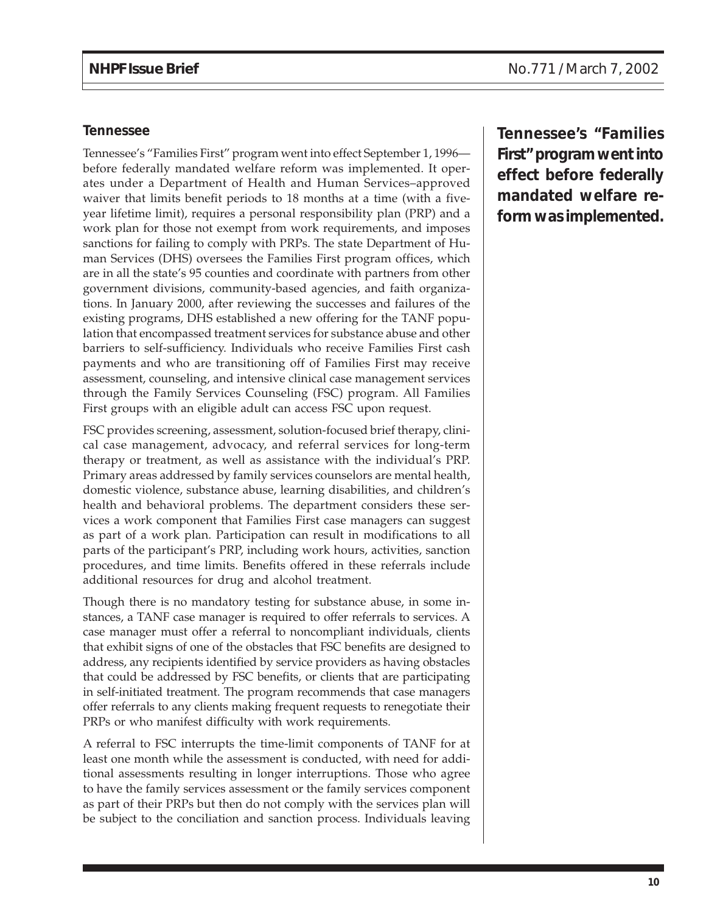### Tennessee

Tennessee's "Families First" program went into effect September 1, 1996—before federally mandated welfare reform was implemented. It operates under a Department of Health and Human Services–approved waiver that limits benefit periods to 18 months at a time (with a five-year lifetime limit), requires a personal responsibility plan (PRP) and a work plan for those not exempt from work requirements, and imposes sanctions for failing to comply with PRPs. The state Department of Human Services (DHS) oversees the Families First program offices, which are in all the state's 95 counties and coordinate with partners from other government divisions, community-based agencies, and faith organizations. In January 2000, after reviewing the successes and failures of the existing programs, DHS established a new offering for the TANF population that encompassed treatment services for substance abuse and other barriers to self-sufficiency. Individuals who receive Families First cash payments and who are transitioning off of Families First may receive assessment, counseling, and intensive clinical case management services through the Family Services Counseling (FSC) program. All Families First groups with an eligible adult can access FSC upon request.

**Tennessee's "Families First" program went into effect before federally mandated welfare reform was implemented.**

FSC provides screening, assessment, solution-focused brief therapy, clinical case management, advocacy, and referral services for long-term therapy or treatment, as well as assistance with the individual's PRP. Primary areas addressed by family services counselors are mental health, domestic violence, substance abuse, learning disabilities, and children's health and behavioral problems. The department considers these services a work component that Families First case managers can suggest as part of a work plan. Participation can result in modifications to all parts of the participant's PRP, including work hours, activities, sanction procedures, and time limits. Benefits offered in these referrals include additional resources for drug and alcohol treatment.

Though there is no mandatory testing for substance abuse, in some instances, a TANF case manager is required to offer referrals to services. A case manager must offer a referral to noncompliant individuals, clients that exhibit signs of one of the obstacles that FSC benefits are designed to address, any recipients identified by service providers as having obstacles that could be addressed by FSC benefits, or clients that are participating in self-initiated treatment. The program recommends that case managers offer referrals to any clients making frequent requests to renegotiate their PRPs or who manifest difficulty with work requirements.

A referral to FSC interrupts the time-limit components of TANF for at least one month while the assessment is conducted, with need for additional assessments resulting in longer interruptions. Those who agree to have the family services assessment or the family services component as part of their PRPs but then do not comply with the services plan will be subject to the conciliation and sanction process. Individuals leaving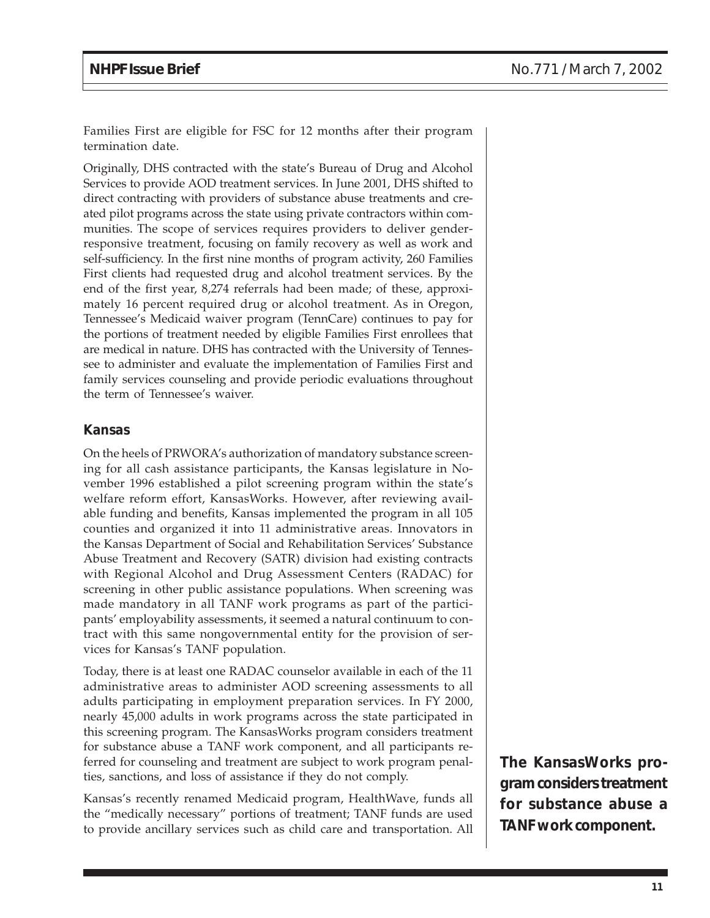Families First are eligible for FSC for 12 months after their program termination date.

Originally, DHS contracted with the state's Bureau of Drug and Alcohol Services to provide AOD treatment services. In June 2001, DHS shifted to direct contracting with providers of substance abuse treatments and created pilot programs across the state using private contractors within communities. The scope of services requires providers to deliver gender-responsive treatment, focusing on family recovery as well as work and self-sufficiency. In the first nine months of program activity, 260 Families First clients had requested drug and alcohol treatment services. By the end of the first year, 8,274 referrals had been made; of these, approximately 16 percent required drug or alcohol treatment. As in Oregon, Tennessee's Medicaid waiver program (TennCare) continues to pay for the portions of treatment needed by eligible Families First enrollees that are medical in nature. DHS has contracted with the University of Tennessee to administer and evaluate the implementation of Families First and family services counseling and provide periodic evaluations throughout the term of Tennessee's waiver.

### Kansas

On the heels of PRWORA's authorization of mandatory substance screening for all cash assistance participants, the Kansas legislature in November 1996 established a pilot screening program within the state's welfare reform effort, KansasWorks. However, after reviewing available funding and benefits, Kansas implemented the program in all 105 counties and organized it into 11 administrative areas. Innovators in the Kansas Department of Social and Rehabilitation Services' Substance Abuse Treatment and Recovery (SATR) division had existing contracts with Regional Alcohol and Drug Assessment Centers (RADAC) for screening in other public assistance populations. When screening was made mandatory in all TANF work programs as part of the participants' employability assessments, it seemed a natural continuum to contract with this same nongovernmental entity for the provision of services for Kansas's TANF population.

Today, there is at least one RADAC counselor available in each of the 11 administrative areas to administer AOD screening assessments to all adults participating in employment preparation services. In FY 2000, nearly 45,000 adults in work programs across the state participated in this screening program. The KansasWorks program considers treatment for substance abuse a TANF work component, and all participants referred for counseling and treatment are subject to work program penalties, sanctions, and loss of assistance if they do not comply.

**The KansasWorks program considers treatment for substance abuse a TANF work component.**

Kansas's recently renamed Medicaid program, HealthWave, funds all the "medically necessary" portions of treatment; TANF funds are used to provide ancillary services such as child care and transportation. All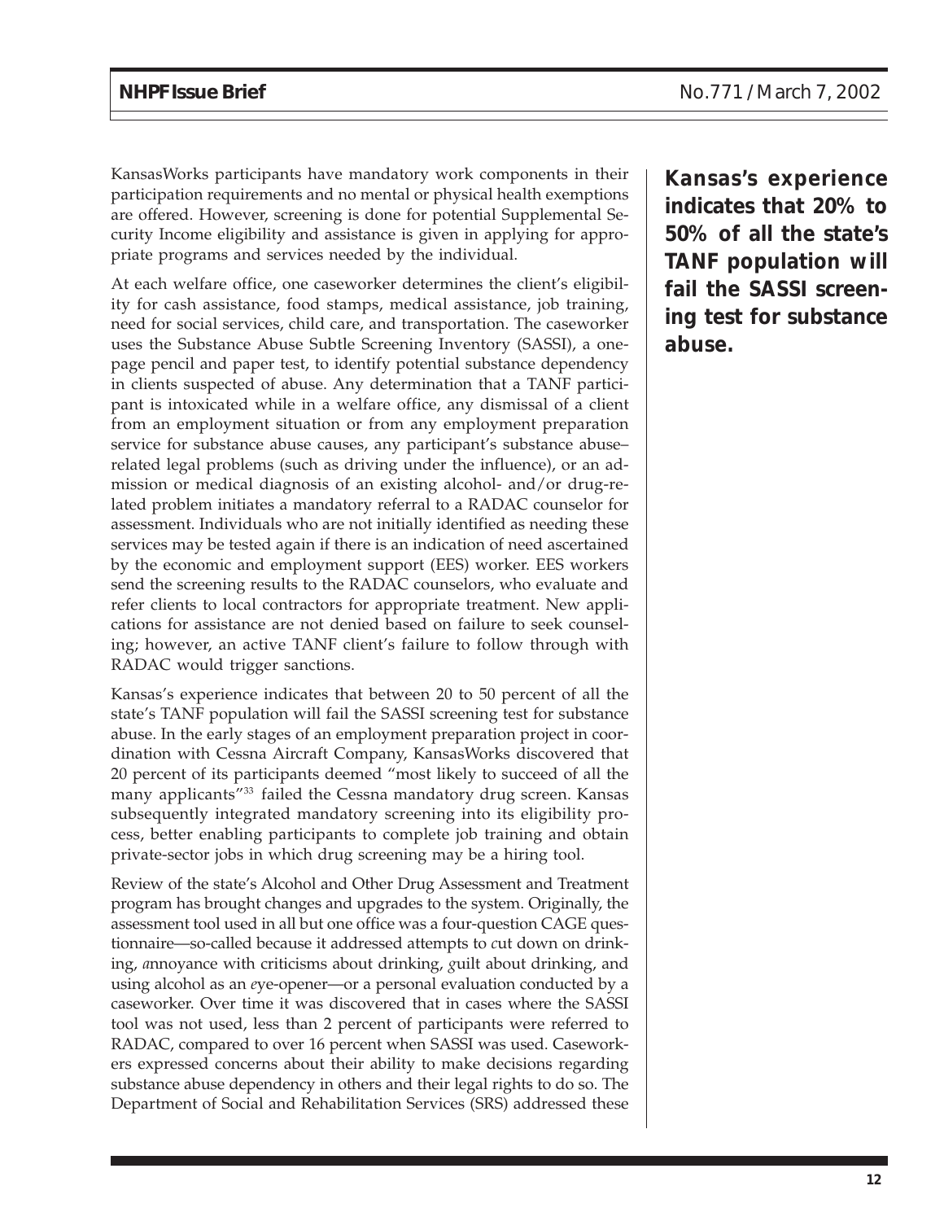KansasWorks participants have mandatory work components in their participation requirements and no mental or physical health exemptions are offered. However, screening is done for potential Supplemental Security Income eligibility and assistance is given in applying for appropriate programs and services needed by the individual.

At each welfare office, one caseworker determines the client's eligibility for cash assistance, food stamps, medical assistance, job training, need for social services, child care, and transportation. The caseworker uses the Substance Abuse Subtle Screening Inventory (SASSI), a one-page pencil and paper test, to identify potential substance dependency in clients suspected of abuse. Any determination that a TANF participant is intoxicated while in a welfare office, any dismissal of a client from an employment situation or from any employment preparation service for substance abuse causes, any participant's substance abuse–related legal problems (such as driving under the influence), or an admission or medical diagnosis of an existing alcohol- and/or drug-related problem initiates a mandatory referral to a RADAC counselor for assessment. Individuals who are not initially identified as needing these services may be tested again if there is an indication of need ascertained by the economic and employment support (EES) worker. EES workers send the screening results to the RADAC counselors, who evaluate and refer clients to local contractors for appropriate treatment. New applications for assistance are not denied based on failure to seek counseling; however, an active TANF client's failure to follow through with RADAC would trigger sanctions.

**Kansas's experience indicates that 20% to 50% of all the state's TANF population will fail the SASSI screening test for substance abuse.**

Kansas's experience indicates that between 20 to 50 percent of all the state's TANF population will fail the SASSI screening test for substance abuse. In the early stages of an employment preparation project in coordination with Cessna Aircraft Company, KansasWorks discovered that 20 percent of its participants deemed "most likely to succeed of all the many applicants"[33] failed the Cessna mandatory drug screen. Kansas subsequently integrated mandatory screening into its eligibility process, better enabling participants to complete job training and obtain private-sector jobs in which drug screening may be a hiring tool.

Review of the state's Alcohol and Other Drug Assessment and Treatment program has brought changes and upgrades to the system. Originally, the assessment tool used in all but one office was a four-question CAGE questionnaire—so-called because it addressed attempts to *c*ut down on drinking, *a*nnoyance with criticisms about drinking, *g*uilt about drinking, and using alcohol as an *e*ye-opener—or a personal evaluation conducted by a caseworker. Over time it was discovered that in cases where the SASSI tool was not used, less than 2 percent of participants were referred to RADAC, compared to over 16 percent when SASSI was used. Caseworkers expressed concerns about their ability to make decisions regarding substance abuse dependency in others and their legal rights to do so. The Department of Social and Rehabilitation Services (SRS) addressed these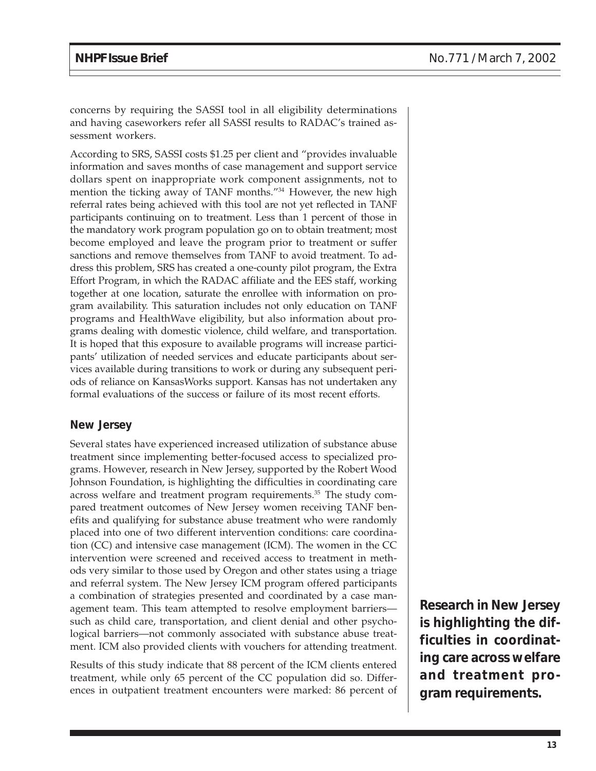concerns by requiring the SASSI tool in all eligibility determinations and having caseworkers refer all SASSI results to RADAC's trained assessment workers.

According to SRS, SASSI costs $1.25 per client and "provides invaluable information and saves months of case management and support service dollars spent on inappropriate work component assignments, not to mention the ticking away of TANF months."[34] However, the new high referral rates being achieved with this tool are not yet reflected in TANF participants continuing on to treatment. Less than 1 percent of those in the mandatory work program population go on to obtain treatment; most become employed and leave the program prior to treatment or suffer sanctions and remove themselves from TANF to avoid treatment. To address this problem, SRS has created a one-county pilot program, the Extra Effort Program, in which the RADAC affiliate and the EES staff, working together at one location, saturate the enrollee with information on program availability. This saturation includes not only education on TANF programs and HealthWave eligibility, but also information about programs dealing with domestic violence, child welfare, and transportation. It is hoped that this exposure to available programs will increase participants' utilization of needed services and educate participants about services available during transitions to work or during any subsequent periods of reliance on KansasWorks support. Kansas has not undertaken any formal evaluations of the success or failure of its most recent efforts.

### New Jersey

Several states have experienced increased utilization of substance abuse treatment since implementing better-focused access to specialized programs. However, research in New Jersey, supported by the Robert Wood Johnson Foundation, is highlighting the difficulties in coordinating care across welfare and treatment program requirements.[35] The study compared treatment outcomes of New Jersey women receiving TANF benefits and qualifying for substance abuse treatment who were randomly placed into one of two different intervention conditions: care coordination (CC) and intensive case management (ICM). The women in the CC intervention were screened and received access to treatment in methods very similar to those used by Oregon and other states using a triage and referral system. The New Jersey ICM program offered participants a combination of strategies presented and coordinated by a case management team. This team attempted to resolve employment barriers—such as child care, transportation, and client denial and other psychological barriers—not commonly associated with substance abuse treatment. ICM also provided clients with vouchers for attending treatment.

**Research in New Jersey is highlighting the difficulties in coordinating care across welfare and treatment program requirements.**

Results of this study indicate that 88 percent of the ICM clients entered treatment, while only 65 percent of the CC population did so. Differences in outpatient treatment encounters were marked: 86 percent of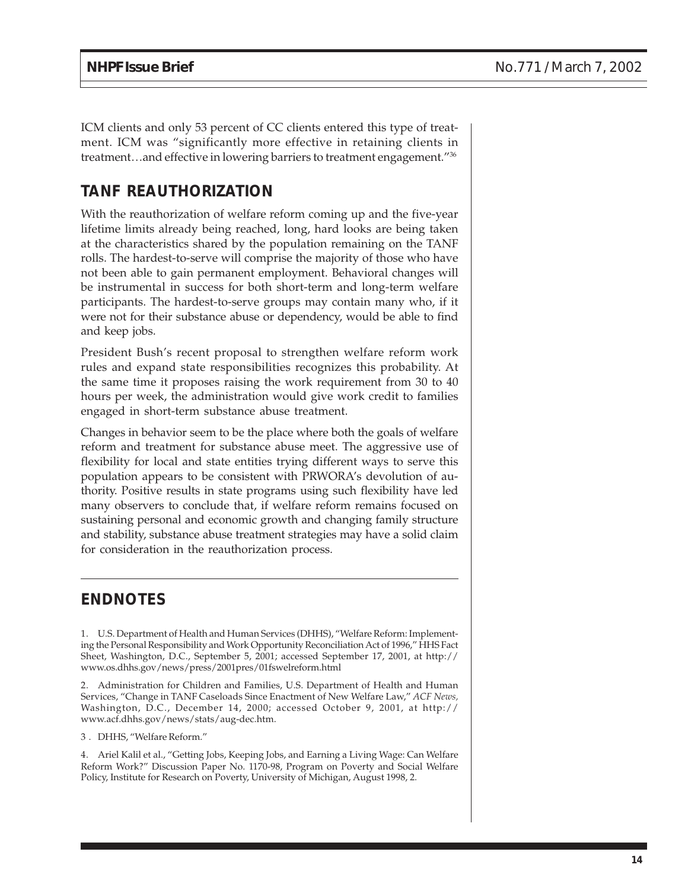ICM clients and only 53 percent of CC clients entered this type of treatment. ICM was "significantly more effective in retaining clients in treatment…and effective in lowering barriers to treatment engagement."[36]

## TANF REAUTHORIZATION

With the reauthorization of welfare reform coming up and the five-year lifetime limits already being reached, long, hard looks are being taken at the characteristics shared by the population remaining on the TANF rolls. The hardest-to-serve will comprise the majority of those who have not been able to gain permanent employment. Behavioral changes will be instrumental in success for both short-term and long-term welfare participants. The hardest-to-serve groups may contain many who, if it were not for their substance abuse or dependency, would be able to find and keep jobs.

President Bush's recent proposal to strengthen welfare reform work rules and expand state responsibilities recognizes this probability. At the same time it proposes raising the work requirement from 30 to 40 hours per week, the administration would give work credit to families engaged in short-term substance abuse treatment.

Changes in behavior seem to be the place where both the goals of welfare reform and treatment for substance abuse meet. The aggressive use of flexibility for local and state entities trying different ways to serve this population appears to be consistent with PRWORA's devolution of authority. Positive results in state programs using such flexibility have led many observers to conclude that, if welfare reform remains focused on sustaining personal and economic growth and changing family structure and stability, substance abuse treatment strategies may have a solid claim for consideration in the reauthorization process.

## ENDNOTES

1. U.S. Department of Health and Human Services (DHHS), "Welfare Reform: Implementing the Personal Responsibility and Work Opportunity Reconciliation Act of 1996," HHS Fact Sheet, Washington, D.C., September 5, 2001; accessed September 17, 2001, at http://www.os.dhhs.gov/news/press/2001pres/01fswelreform.html

2. Administration for Children and Families, U.S. Department of Health and Human Services, "Change in TANF Caseloads Since Enactment of New Welfare Law," *ACF News,* Washington, D.C., December 14, 2000; accessed October 9, 2001, at http://www.acf.dhhs.gov/news/stats/aug-dec.htm.

3. DHHS, "Welfare Reform."

4. Ariel Kalil et al., "Getting Jobs, Keeping Jobs, and Earning a Living Wage: Can Welfare Reform Work?" Discussion Paper No. 1170-98, Program on Poverty and Social Welfare Policy, Institute for Research on Poverty, University of Michigan, August 1998, 2.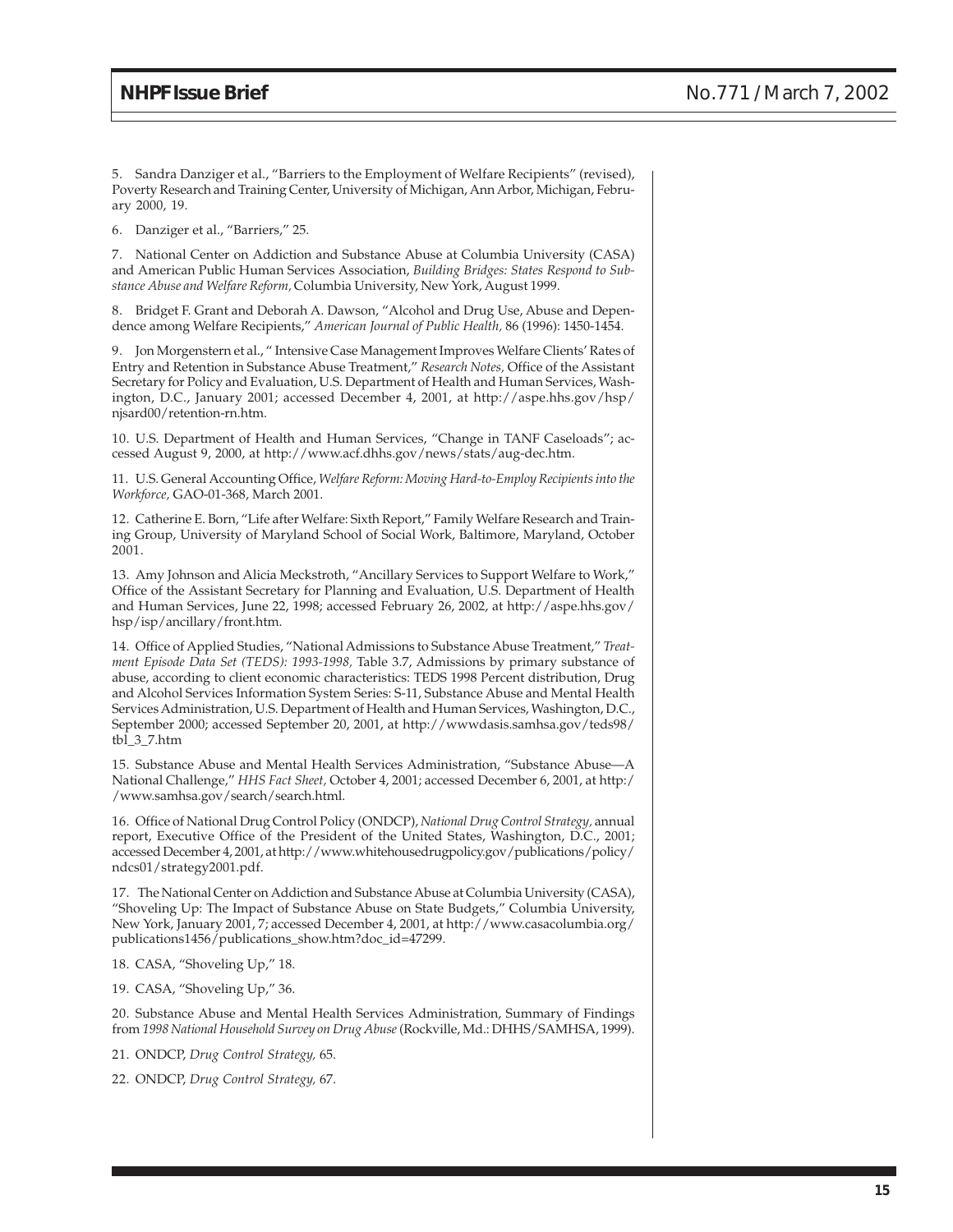5. Sandra Danziger et al., "Barriers to the Employment of Welfare Recipients" (revised), Poverty Research and Training Center, University of Michigan, Ann Arbor, Michigan, February 2000, 19.

6. Danziger et al., "Barriers," 25.

7. National Center on Addiction and Substance Abuse at Columbia University (CASA) and American Public Human Services Association, *Building Bridges: States Respond to Substance Abuse and Welfare Reform,* Columbia University, New York, August 1999.

8. Bridget F. Grant and Deborah A. Dawson, "Alcohol and Drug Use, Abuse and Dependence among Welfare Recipients," *American Journal of Public Health,* 86 (1996): 1450-1454.

9. Jon Morgenstern et al., " Intensive Case Management Improves Welfare Clients' Rates of Entry and Retention in Substance Abuse Treatment," *Research Notes,* Office of the Assistant Secretary for Policy and Evaluation, U.S. Department of Health and Human Services, Washington, D.C., January 2001; accessed December 4, 2001, at http://aspe.hhs.gov/hsp/njsard00/retention-rn.htm.

10. U.S. Department of Health and Human Services, "Change in TANF Caseloads"; accessed August 9, 2000, at http://www.acf.dhhs.gov/news/stats/aug-dec.htm.

11. U.S. General Accounting Office, *Welfare Reform: Moving Hard-to-Employ Recipients into the Workforce,* GAO-01-368, March 2001.

12. Catherine E. Born, "Life after Welfare: Sixth Report," Family Welfare Research and Training Group, University of Maryland School of Social Work, Baltimore, Maryland, October 2001.

13. Amy Johnson and Alicia Meckstroth, "Ancillary Services to Support Welfare to Work," Office of the Assistant Secretary for Planning and Evaluation, U.S. Department of Health and Human Services, June 22, 1998; accessed February 26, 2002, at http://aspe.hhs.gov/hsp/isp/ancillary/front.htm.

14. Office of Applied Studies, "National Admissions to Substance Abuse Treatment," *Treatment Episode Data Set (TEDS): 1993-1998,* Table 3.7, Admissions by primary substance of abuse, according to client economic characteristics: TEDS 1998 Percent distribution, Drug and Alcohol Services Information System Series: S-11, Substance Abuse and Mental Health Services Administration, U.S. Department of Health and Human Services, Washington, D.C., September 2000; accessed September 20, 2001, at http://wwwdasis.samhsa.gov/teds98/tbl_3_7.htm

15. Substance Abuse and Mental Health Services Administration, "Substance Abuse—A National Challenge," *HHS Fact Sheet,* October 4, 2001; accessed December 6, 2001, at http://www.samhsa.gov/search/search.html.

16. Office of National Drug Control Policy (ONDCP), *National Drug Control Strategy,* annual report, Executive Office of the President of the United States, Washington, D.C., 2001; accessed December 4, 2001, at http://www.whitehousedrugpolicy.gov/publications/policy/ndcs01/strategy2001.pdf.

17. The National Center on Addiction and Substance Abuse at Columbia University (CASA), "Shoveling Up: The Impact of Substance Abuse on State Budgets," Columbia University, New York, January 2001, 7; accessed December 4, 2001, at http://www.casacolumbia.org/publications1456/publications_show.htm?doc_id=47299.

18. CASA, "Shoveling Up," 18.

19. CASA, "Shoveling Up," 36.

20. Substance Abuse and Mental Health Services Administration, Summary of Findings from *1998 National Household Survey on Drug Abuse* (Rockville, Md.: DHHS/SAMHSA, 1999).

21. ONDCP, *Drug Control Strategy,* 65.

22. ONDCP, *Drug Control Strategy,* 67.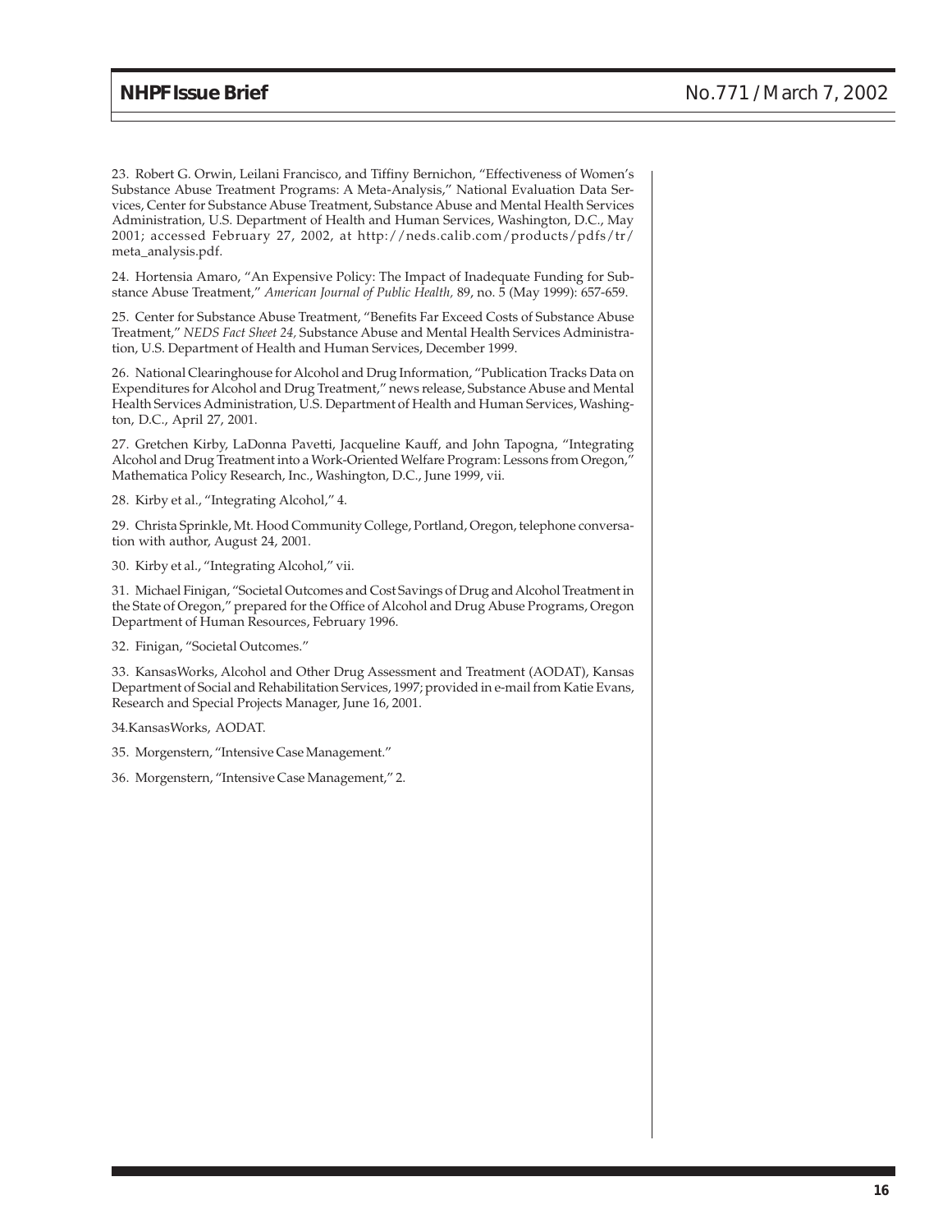23. Robert G. Orwin, Leilani Francisco, and Tiffiny Bernichon, "Effectiveness of Women's Substance Abuse Treatment Programs: A Meta-Analysis," National Evaluation Data Services, Center for Substance Abuse Treatment, Substance Abuse and Mental Health Services Administration, U.S. Department of Health and Human Services, Washington, D.C., May 2001; accessed February 27, 2002, at http://neds.calib.com/products/pdfs/tr/meta_analysis.pdf.

24. Hortensia Amaro, "An Expensive Policy: The Impact of Inadequate Funding for Substance Abuse Treatment," *American Journal of Public Health,* 89, no. 5 (May 1999): 657-659.

25. Center for Substance Abuse Treatment, "Benefits Far Exceed Costs of Substance Abuse Treatment," *NEDS Fact Sheet 24,* Substance Abuse and Mental Health Services Administration, U.S. Department of Health and Human Services, December 1999.

26. National Clearinghouse for Alcohol and Drug Information, "Publication Tracks Data on Expenditures for Alcohol and Drug Treatment," news release, Substance Abuse and Mental Health Services Administration, U.S. Department of Health and Human Services, Washington, D.C., April 27, 2001.

27. Gretchen Kirby, LaDonna Pavetti, Jacqueline Kauff, and John Tapogna, "Integrating Alcohol and Drug Treatment into a Work-Oriented Welfare Program: Lessons from Oregon," Mathematica Policy Research, Inc., Washington, D.C., June 1999, vii.

28. Kirby et al., "Integrating Alcohol," 4.

29. Christa Sprinkle, Mt. Hood Community College, Portland, Oregon, telephone conversation with author, August 24, 2001.

30. Kirby et al., "Integrating Alcohol," vii.

31. Michael Finigan, "Societal Outcomes and Cost Savings of Drug and Alcohol Treatment in the State of Oregon," prepared for the Office of Alcohol and Drug Abuse Programs, Oregon Department of Human Resources, February 1996.

32. Finigan, "Societal Outcomes."

33. KansasWorks, Alcohol and Other Drug Assessment and Treatment (AODAT), Kansas Department of Social and Rehabilitation Services, 1997; provided in e-mail from Katie Evans, Research and Special Projects Manager, June 16, 2001.

34.KansasWorks, AODAT.

35. Morgenstern, "Intensive Case Management."

36. Morgenstern, "Intensive Case Management," 2.